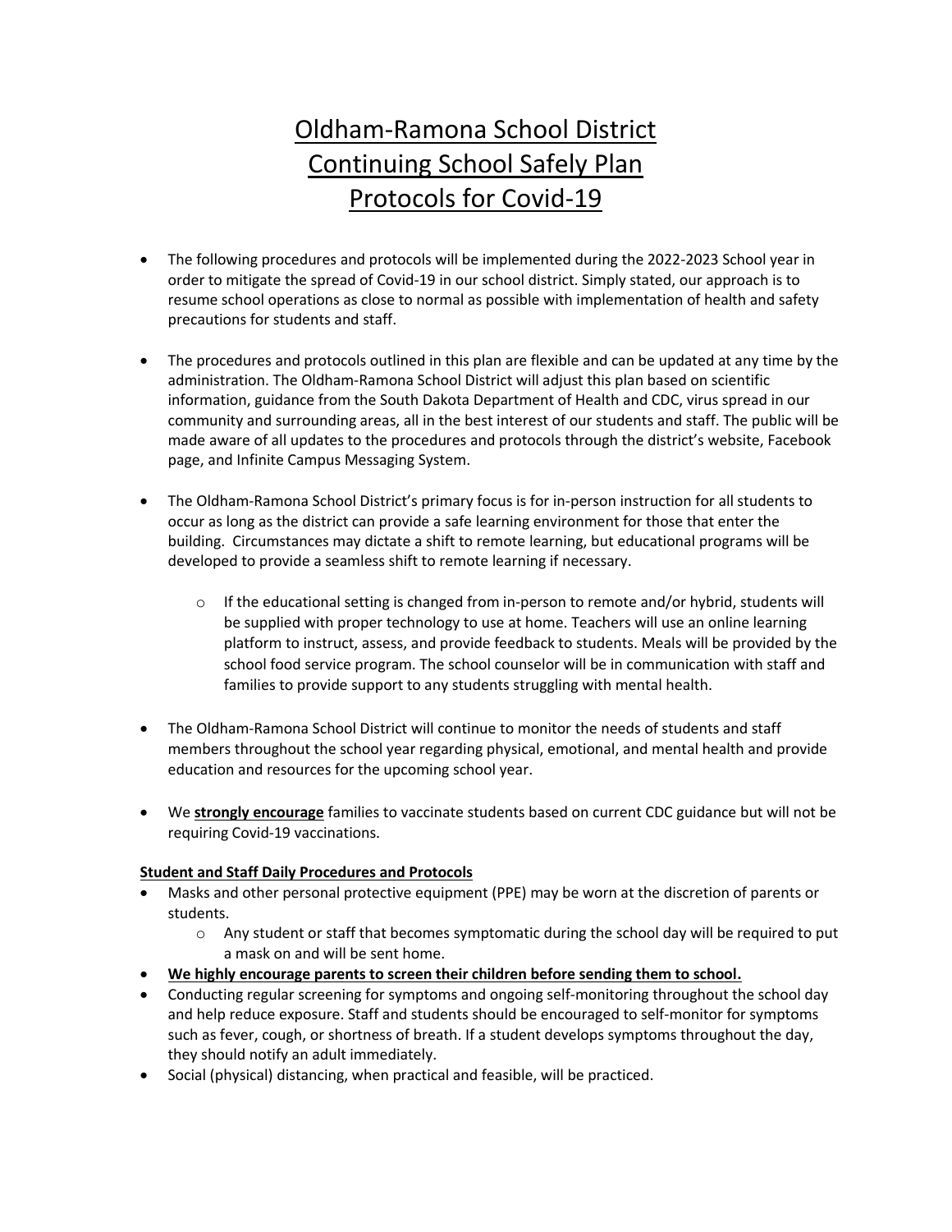# Oldham-Ramona School District
# Continuing School Safely Plan
# Protocols for Covid-19

- The following procedures and protocols will be implemented during the 2022-2023 School year in order to mitigate the spread of Covid-19 in our school district. Simply stated, our approach is to resume school operations as close to normal as possible with implementation of health and safety precautions for students and staff.

- The procedures and protocols outlined in this plan are flexible and can be updated at any time by the administration. The Oldham-Ramona School District will adjust this plan based on scientific information, guidance from the South Dakota Department of Health and CDC, virus spread in our community and surrounding areas, all in the best interest of our students and staff. The public will be made aware of all updates to the procedures and protocols through the district's website, Facebook page, and Infinite Campus Messaging System.

- The Oldham-Ramona School District's primary focus is for in-person instruction for all students to occur as long as the district can provide a safe learning environment for those that enter the building. Circumstances may dictate a shift to remote learning, but educational programs will be developed to provide a seamless shift to remote learning if necessary.
    - If the educational setting is changed from in-person to remote and/or hybrid, students will be supplied with proper technology to use at home. Teachers will use an online learning platform to instruct, assess, and provide feedback to students. Meals will be provided by the school food service program. The school counselor will be in communication with staff and families to provide support to any students struggling with mental health.

- The Oldham-Ramona School District will continue to monitor the needs of students and staff members throughout the school year regarding physical, emotional, and mental health and provide education and resources for the upcoming school year.

- We **strongly encourage** families to vaccinate students based on current CDC guidance but will not be requiring Covid-19 vaccinations.

**Student and Staff Daily Procedures and Protocols**

- Masks and other personal protective equipment (PPE) may be worn at the discretion of parents or students.
    - Any student or staff that becomes symptomatic during the school day will be required to put a mask on and will be sent home.
- **We highly encourage parents to screen their children before sending them to school.**
- Conducting regular screening for symptoms and ongoing self-monitoring throughout the school day and help reduce exposure. Staff and students should be encouraged to self-monitor for symptoms such as fever, cough, or shortness of breath. If a student develops symptoms throughout the day, they should notify an adult immediately.
- Social (physical) distancing, when practical and feasible, will be practiced.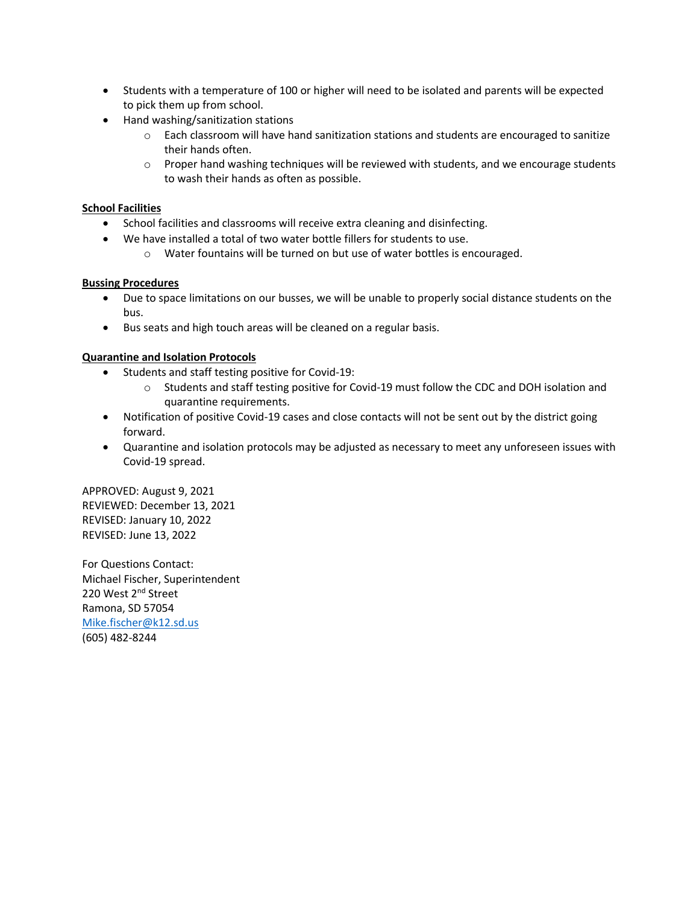- Students with a temperature of 100 or higher will need to be isolated and parents will be expected to pick them up from school.
- Hand washing/sanitization stations
  - Each classroom will have hand sanitization stations and students are encouraged to sanitize their hands often.
  - Proper hand washing techniques will be reviewed with students, and we encourage students to wash their hands as often as possible.

**School Facilities**

- School facilities and classrooms will receive extra cleaning and disinfecting.
- We have installed a total of two water bottle fillers for students to use.
  - Water fountains will be turned on but use of water bottles is encouraged.

**Bussing Procedures**

- Due to space limitations on our busses, we will be unable to properly social distance students on the bus.
- Bus seats and high touch areas will be cleaned on a regular basis.

**Quarantine and Isolation Protocols**

- Students and staff testing positive for Covid-19:
  - Students and staff testing positive for Covid-19 must follow the CDC and DOH isolation and quarantine requirements.
- Notification of positive Covid-19 cases and close contacts will not be sent out by the district going forward.
- Quarantine and isolation protocols may be adjusted as necessary to meet any unforeseen issues with Covid-19 spread.

APPROVED: August 9, 2021
REVIEWED: December 13, 2021
REVISED: January 10, 2022
REVISED: June 13, 2022

For Questions Contact:
Michael Fischer, Superintendent
220 West 2nd Street
Ramona, SD 57054
Mike.fischer@k12.sd.us
(605) 482-8244